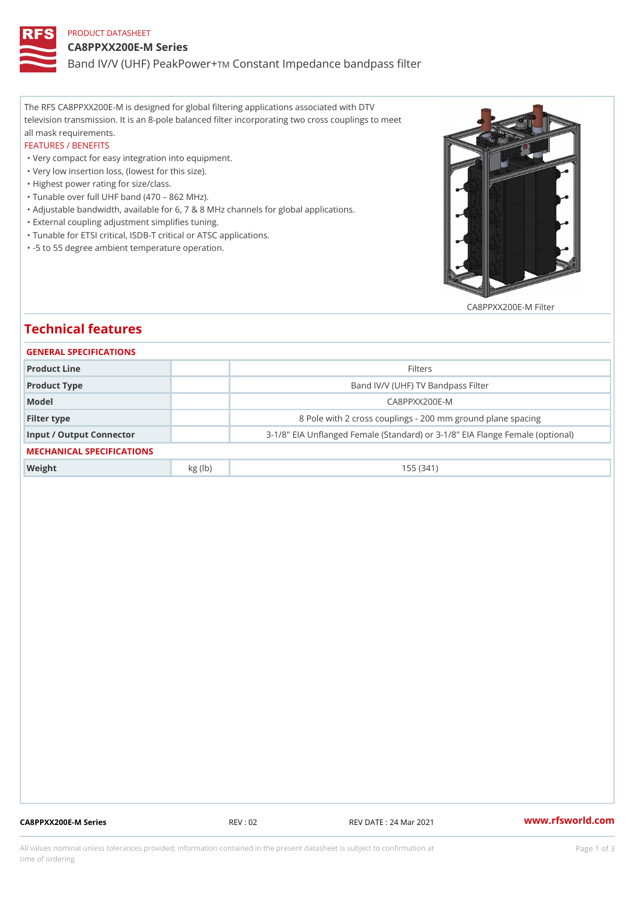PRODUCT DATASHEET

# CA8PPXX200E-M Series

Band IV/V (UHF) PeakPower+TM Constant Impedance bandpass filter

The RFS CA8PPXX200E-M is designed for global filtering applications associated with DTV television transmission. It is an 8-pole balanced filter incorporating two cross couplings to meet all mask requirements.

FEATURES / BENEFITS

- Very compact for easy integration into equipment.
- Very low insertion loss, (lowest for this size).
- Highest power rating for size/class.
- Tunable over full UHF band (470 – 862 MHz).
- Adjustable bandwidth, available for 6, 7 & 8 MHz channels for global applications.
- External coupling adjustment simplifies tuning.
- Tunable for ETSI critical, ISDB-T critical or ATSC applications.
- -5 to 55 degree ambient temperature operation.

CA8PPXX200E-M Filter

## Technical features

### GENERAL SPECIFICATIONS

| | | |
|---|---|---|
| Product Line | | Filters |
| Product Type | | Band IV/V (UHF) TV Bandpass Filter |
| Model | | CA8PPXX200E-M |
| Filter type | | 8 Pole with 2 cross couplings - 200 mm ground plane spacing |
| Input / Output Connector | | 3-1/8" EIA Unflanged Female (Standard) or 3-1/8" EIA Flange Female (optional) |

### MECHANICAL SPECIFICATIONS

| | | |
|---|---|---|
| Weight | kg (lb) | 155 (341) |

CA8PPXX200E-M Series REV : 02 REV DATE : 24 Mar 2021 www.rfsworld.com

All values nominal unless tolerances provided; information contained in the present datasheet is subject to confirmation at time of ordering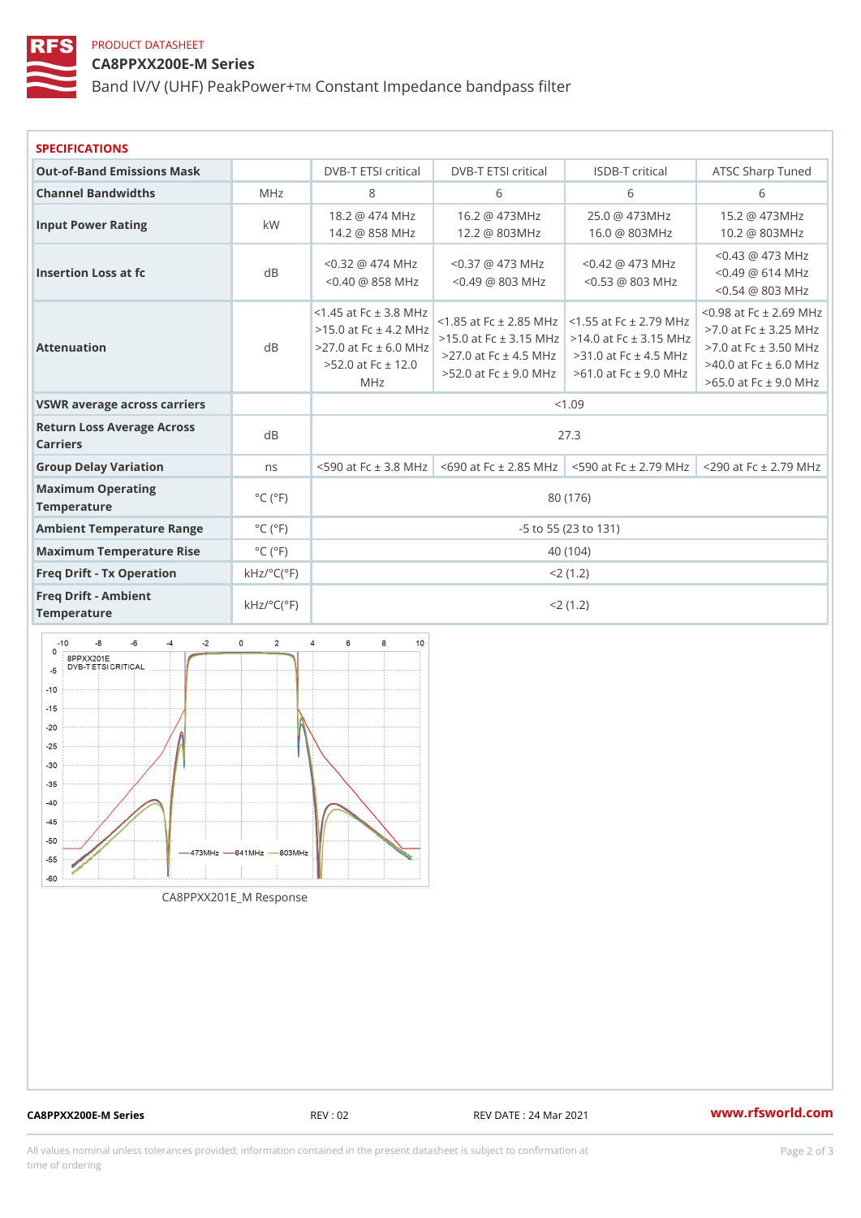PRODUCT DATASHEET

# CA8PPXX200E-M Series

Band IV/V (UHF) PeakPower+TM Constant Impedance bandpass filter

## SPECIFICATIONS

| Out-of-Band Emissions Mask | | DVB-T ETSI critical | DVB-T ETSI critical | ISDB-T critical | ATSC Sharp Tuned |
|---|---|---|---|---|---|
| Channel Bandwidths | MHz | 8 | 6 | 6 | 6 |
| Input Power Rating | kW | 18.2 @ 474 MHz<br>14.2 @ 858 MHz | 16.2 @ 473MHz<br>12.2 @ 803MHz | 25.0 @ 473MHz<br>16.0 @ 803MHz | 15.2 @ 473MHz<br>10.2 @ 803MHz |
| Insertion Loss at fc | dB | <0.32 @ 474 MHz<br><0.40 @ 858 MHz | <0.37 @ 473 MHz<br><0.49 @ 803 MHz | <0.42 @ 473 MHz<br><0.53 @ 803 MHz | <0.43 @ 473 MHz<br><0.49 @ 614 MHz<br><0.54 @ 803 MHz |
| Attenuation | dB | <1.45 at Fc ± 3.8 MHz<br>>15.0 at Fc ± 4.2 MHz<br>>27.0 at Fc ± 6.0 MHz<br>>52.0 at Fc ± 12.0 MHz | <1.85 at Fc ± 2.85 MHz<br>>15.0 at Fc ± 3.15 MHz<br>>27.0 at Fc ± 4.5 MHz<br>>52.0 at Fc ± 9.0 MHz | <1.55 at Fc ± 2.79 MHz<br>>14.0 at Fc ± 3.15 MHz<br>>31.0 at Fc ± 4.5 MHz<br>>61.0 at Fc ± 9.0 MHz | <0.98 at Fc ± 2.69 MHz<br>>7.0 at Fc ± 3.25 MHz<br>>7.0 at Fc ± 3.50 MHz<br>>40.0 at Fc ± 6.0 MHz<br>>65.0 at Fc ± 9.0 MHz |
| VSWR average across carriers | | <1.09 | | | |
| Return Loss Average Across Carriers | dB | 27.3 | | | |
| Group Delay Variation | ns | <590 at Fc ± 3.8 MHz | <690 at Fc ± 2.85 MHz | <590 at Fc ± 2.79 MHz | <290 at Fc ± 2.79 MHz |
| Maximum Operating Temperature | °C (°F) | 80 (176) | | | |
| Ambient Temperature Range | °C (°F) | -5 to 55 (23 to 131) | | | |
| Maximum Temperature Rise | °C (°F) | 40 (104) | | | |
| Freq Drift - Tx Operation | kHz/°C(°F) | <2 (1.2) | | | |
| Freq Drift - Ambient Temperature | kHz/°C(°F) | <2 (1.2) | | | |

CA8PPXX201E_M Response

CA8PPXX200E-M Series REV : 02 REV DATE : 24 Mar 2021 www.rfsworld.com

All values nominal unless tolerances provided; information contained in the present datasheet is subject to confirmation at time of ordering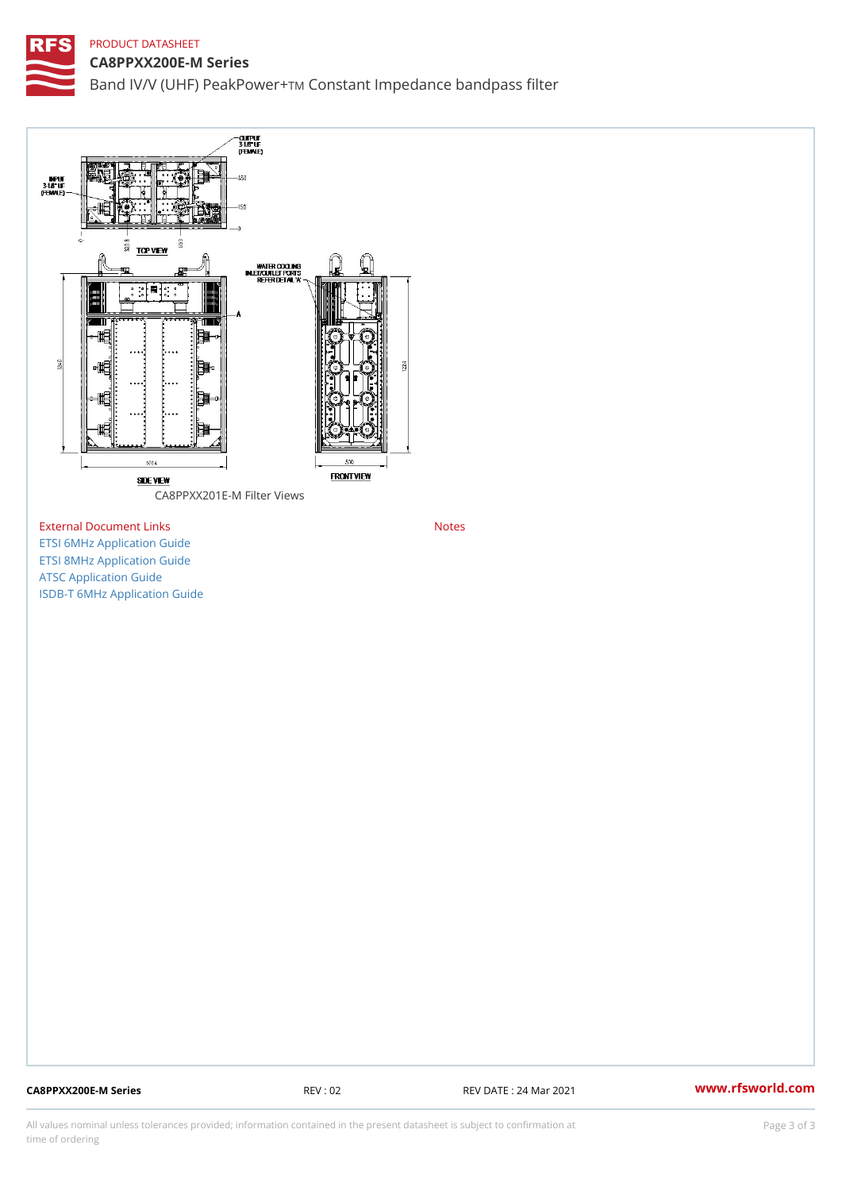PRODUCT DATASHEET

# CA8PPXX200E-M Series

Band IV/V (UHF) PeakPower+TM Constant Impedance bandpass filter

OUTPUT
3-1/8" UF
(FEMALE)

INPUT
3-1/8" UF
(FEMALE)

550

150

0

0

323.8

693

TOP VIEW

WATER COOLING
INLET/OUTLET PORTS
REFER DETAIL "A"

A

1240

1224

1014

530

SIDE VIEW

FRONT VIEW

CA8PPXX201E-M Filter Views

## External Document Links

ETSI 6MHz Application Guide

ETSI 8MHz Application Guide

ATSC Application Guide

ISDB-T 6MHz Application Guide

## Notes

CA8PPXX200E-M Series REV : 02 REV DATE : 24 Mar 2021 www.rfsworld.com

All values nominal unless tolerances provided; information contained in the present datasheet is subject to confirmation at time of ordering